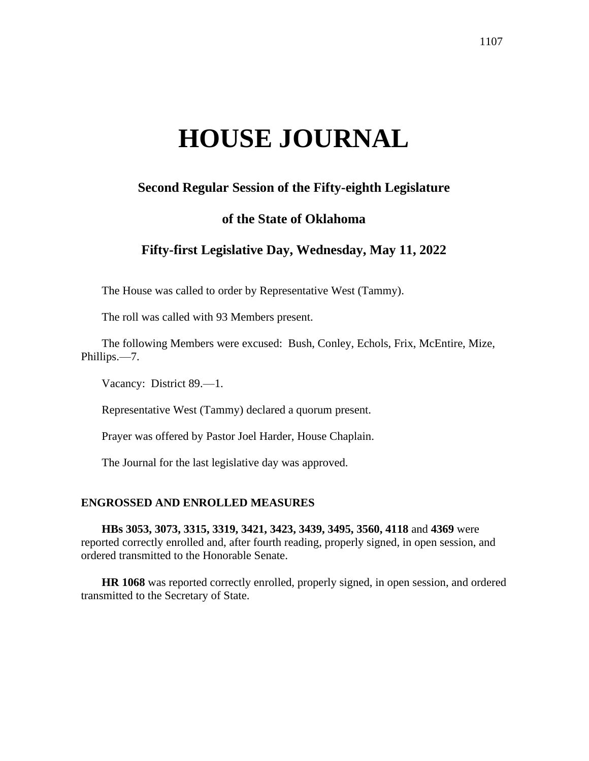# HOUSE JOURNAL

## Second Regular Session of the Fifty-eighth Legislature

## of the State of Oklahoma

## Fifty-first Legislative Day, Wednesday, May 11, 2022

The House was called to order by Representative West (Tammy).

The roll was called with 93 Members present.

The following Members were excused: Bush, Conley, Echols, Frix, McEntire, Mize, Phillips.—7.

Vacancy: District 89.—1.

Representative West (Tammy) declared a quorum present.

Prayer was offered by Pastor Joel Harder, House Chaplain.

The Journal for the last legislative day was approved.

### ENGROSSED AND ENROLLED MEASURES

**HBs 3053, 3073, 3315, 3319, 3421, 3423, 3439, 3495, 3560, 4118** and **4369** were reported correctly enrolled and, after fourth reading, properly signed, in open session, and ordered transmitted to the Honorable Senate.

**HR 1068** was reported correctly enrolled, properly signed, in open session, and ordered transmitted to the Secretary of State.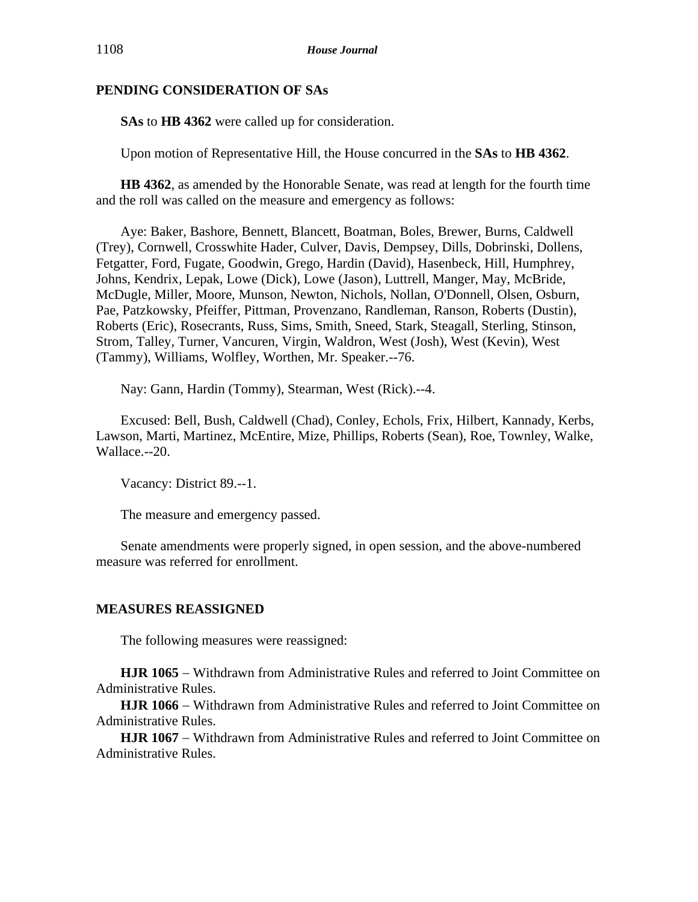## PENDING CONSIDERATION OF SAs

**SAs** to **HB 4362** were called up for consideration.

Upon motion of Representative Hill, the House concurred in the **SAs** to **HB 4362**.

**HB 4362**, as amended by the Honorable Senate, was read at length for the fourth time and the roll was called on the measure and emergency as follows:

Aye: Baker, Bashore, Bennett, Blancett, Boatman, Boles, Brewer, Burns, Caldwell (Trey), Cornwell, Crosswhite Hader, Culver, Davis, Dempsey, Dills, Dobrinski, Dollens, Fetgatter, Ford, Fugate, Goodwin, Grego, Hardin (David), Hasenbeck, Hill, Humphrey, Johns, Kendrix, Lepak, Lowe (Dick), Lowe (Jason), Luttrell, Manger, May, McBride, McDugle, Miller, Moore, Munson, Newton, Nichols, Nollan, O'Donnell, Olsen, Osburn, Pae, Patzkowsky, Pfeiffer, Pittman, Provenzano, Randleman, Ranson, Roberts (Dustin), Roberts (Eric), Rosecrants, Russ, Sims, Smith, Sneed, Stark, Steagall, Sterling, Stinson, Strom, Talley, Turner, Vancuren, Virgin, Waldron, West (Josh), West (Kevin), West (Tammy), Williams, Wolfley, Worthen, Mr. Speaker.--76.

Nay: Gann, Hardin (Tommy), Stearman, West (Rick).--4.

Excused: Bell, Bush, Caldwell (Chad), Conley, Echols, Frix, Hilbert, Kannady, Kerbs, Lawson, Marti, Martinez, McEntire, Mize, Phillips, Roberts (Sean), Roe, Townley, Walke, Wallace.--20.

Vacancy: District 89.--1.

The measure and emergency passed.

Senate amendments were properly signed, in open session, and the above-numbered measure was referred for enrollment.

## MEASURES REASSIGNED

The following measures were reassigned:

**HJR 1065** – Withdrawn from Administrative Rules and referred to Joint Committee on Administrative Rules.

**HJR 1066** – Withdrawn from Administrative Rules and referred to Joint Committee on Administrative Rules.

**HJR 1067** – Withdrawn from Administrative Rules and referred to Joint Committee on Administrative Rules.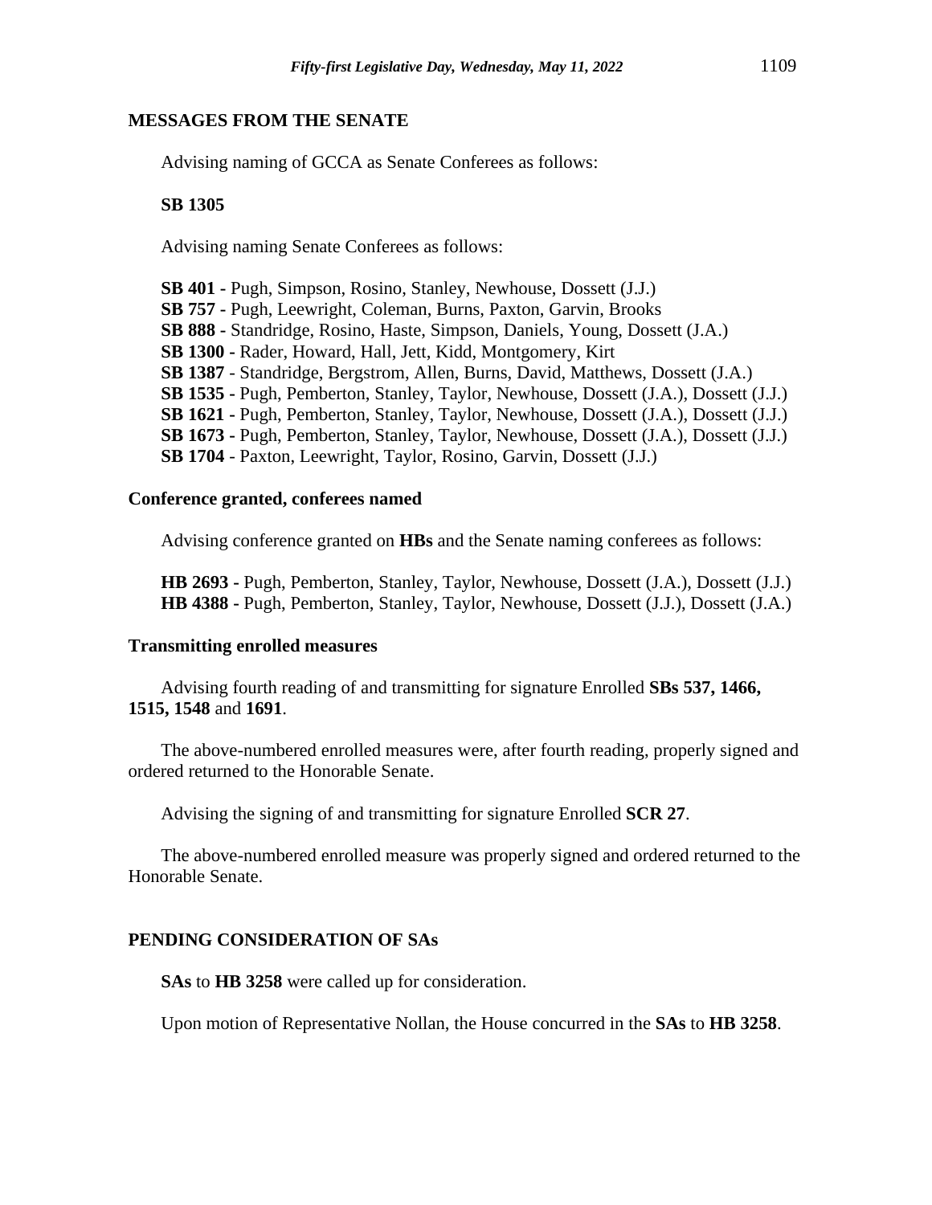## MESSAGES FROM THE SENATE

Advising naming of GCCA as Senate Conferees as follows:

**SB 1305**

Advising naming Senate Conferees as follows:

**SB 401 -** Pugh, Simpson, Rosino, Stanley, Newhouse, Dossett (J.J.)
**SB 757 -** Pugh, Leewright, Coleman, Burns, Paxton, Garvin, Brooks
**SB 888 -** Standridge, Rosino, Haste, Simpson, Daniels, Young, Dossett (J.A.)
**SB 1300 -** Rader, Howard, Hall, Jett, Kidd, Montgomery, Kirt
**SB 1387** - Standridge, Bergstrom, Allen, Burns, David, Matthews, Dossett (J.A.)
**SB 1535 -** Pugh, Pemberton, Stanley, Taylor, Newhouse, Dossett (J.A.), Dossett (J.J.)
**SB 1621 -** Pugh, Pemberton, Stanley, Taylor, Newhouse, Dossett (J.A.), Dossett (J.J.)
**SB 1673 -** Pugh, Pemberton, Stanley, Taylor, Newhouse, Dossett (J.A.), Dossett (J.J.)
**SB 1704** - Paxton, Leewright, Taylor, Rosino, Garvin, Dossett (J.J.)

### Conference granted, conferees named

Advising conference granted on **HBs** and the Senate naming conferees as follows:

**HB 2693 -** Pugh, Pemberton, Stanley, Taylor, Newhouse, Dossett (J.A.), Dossett (J.J.)
**HB 4388 -** Pugh, Pemberton, Stanley, Taylor, Newhouse, Dossett (J.J.), Dossett (J.A.)

### Transmitting enrolled measures

Advising fourth reading of and transmitting for signature Enrolled **SBs 537, 1466, 1515, 1548** and **1691**.

The above-numbered enrolled measures were, after fourth reading, properly signed and ordered returned to the Honorable Senate.

Advising the signing of and transmitting for signature Enrolled **SCR 27**.

The above-numbered enrolled measure was properly signed and ordered returned to the Honorable Senate.

## PENDING CONSIDERATION OF SAs

**SAs** to **HB 3258** were called up for consideration.

Upon motion of Representative Nollan, the House concurred in the **SAs** to **HB 3258**.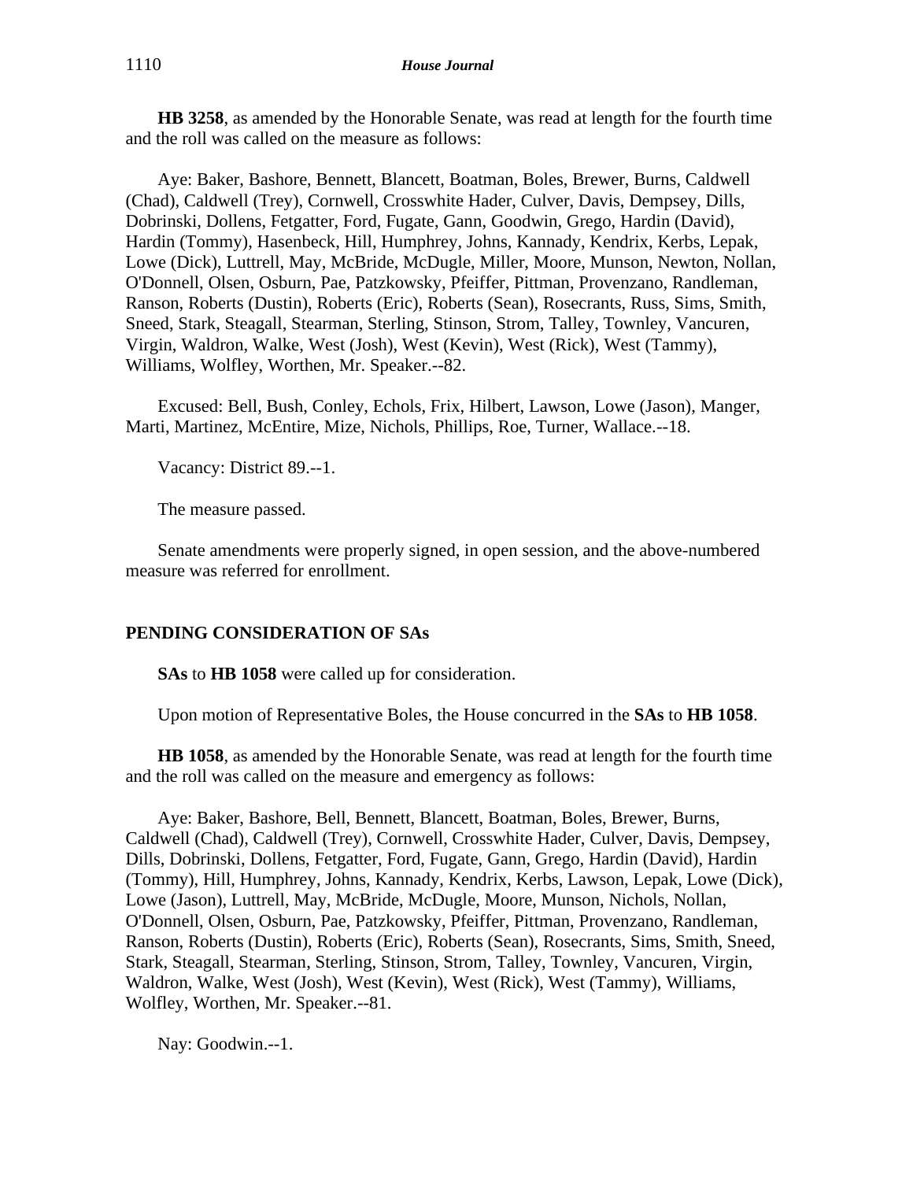**HB 3258**, as amended by the Honorable Senate, was read at length for the fourth time and the roll was called on the measure as follows:

Aye: Baker, Bashore, Bennett, Blancett, Boatman, Boles, Brewer, Burns, Caldwell (Chad), Caldwell (Trey), Cornwell, Crosswhite Hader, Culver, Davis, Dempsey, Dills, Dobrinski, Dollens, Fetgatter, Ford, Fugate, Gann, Goodwin, Grego, Hardin (David), Hardin (Tommy), Hasenbeck, Hill, Humphrey, Johns, Kannady, Kendrix, Kerbs, Lepak, Lowe (Dick), Luttrell, May, McBride, McDugle, Miller, Moore, Munson, Newton, Nollan, O'Donnell, Olsen, Osburn, Pae, Patzkowsky, Pfeiffer, Pittman, Provenzano, Randleman, Ranson, Roberts (Dustin), Roberts (Eric), Roberts (Sean), Rosecrants, Russ, Sims, Smith, Sneed, Stark, Steagall, Stearman, Sterling, Stinson, Strom, Talley, Townley, Vancuren, Virgin, Waldron, Walke, West (Josh), West (Kevin), West (Rick), West (Tammy), Williams, Wolfley, Worthen, Mr. Speaker.--82.

Excused: Bell, Bush, Conley, Echols, Frix, Hilbert, Lawson, Lowe (Jason), Manger, Marti, Martinez, McEntire, Mize, Nichols, Phillips, Roe, Turner, Wallace.--18.

Vacancy: District 89.--1.

The measure passed.

Senate amendments were properly signed, in open session, and the above-numbered measure was referred for enrollment.

## PENDING CONSIDERATION OF SAs

**SAs** to **HB 1058** were called up for consideration.

Upon motion of Representative Boles, the House concurred in the **SAs** to **HB 1058**.

**HB 1058**, as amended by the Honorable Senate, was read at length for the fourth time and the roll was called on the measure and emergency as follows:

Aye: Baker, Bashore, Bell, Bennett, Blancett, Boatman, Boles, Brewer, Burns, Caldwell (Chad), Caldwell (Trey), Cornwell, Crosswhite Hader, Culver, Davis, Dempsey, Dills, Dobrinski, Dollens, Fetgatter, Ford, Fugate, Gann, Grego, Hardin (David), Hardin (Tommy), Hill, Humphrey, Johns, Kannady, Kendrix, Kerbs, Lawson, Lepak, Lowe (Dick), Lowe (Jason), Luttrell, May, McBride, McDugle, Moore, Munson, Nichols, Nollan, O'Donnell, Olsen, Osburn, Pae, Patzkowsky, Pfeiffer, Pittman, Provenzano, Randleman, Ranson, Roberts (Dustin), Roberts (Eric), Roberts (Sean), Rosecrants, Sims, Smith, Sneed, Stark, Steagall, Stearman, Sterling, Stinson, Strom, Talley, Townley, Vancuren, Virgin, Waldron, Walke, West (Josh), West (Kevin), West (Rick), West (Tammy), Williams, Wolfley, Worthen, Mr. Speaker.--81.

Nay: Goodwin.--1.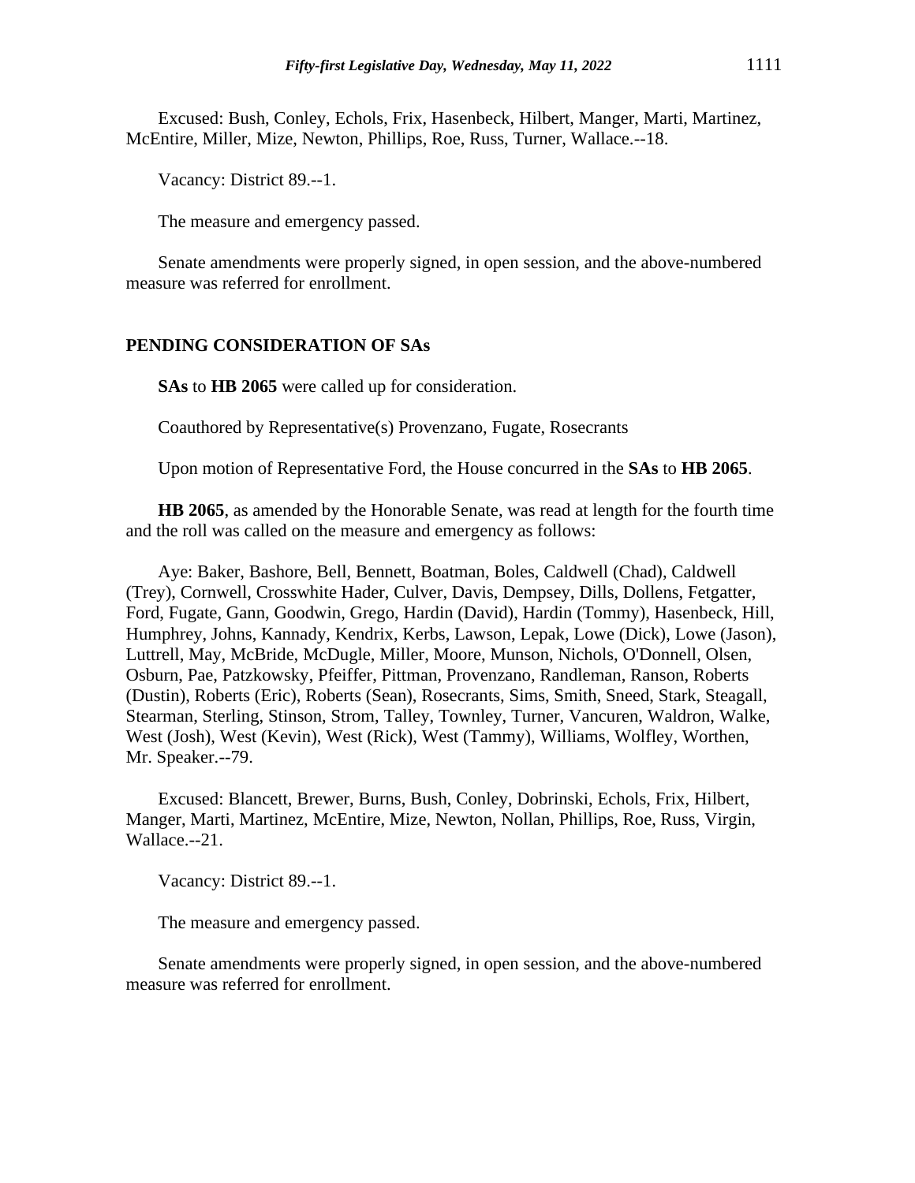Excused: Bush, Conley, Echols, Frix, Hasenbeck, Hilbert, Manger, Marti, Martinez, McEntire, Miller, Mize, Newton, Phillips, Roe, Russ, Turner, Wallace.--18.

Vacancy: District 89.--1.

The measure and emergency passed.

Senate amendments were properly signed, in open session, and the above-numbered measure was referred for enrollment.

## PENDING CONSIDERATION OF SAs

**SAs** to **HB 2065** were called up for consideration.

Coauthored by Representative(s) Provenzano, Fugate, Rosecrants

Upon motion of Representative Ford, the House concurred in the **SAs** to **HB 2065**.

**HB 2065**, as amended by the Honorable Senate, was read at length for the fourth time and the roll was called on the measure and emergency as follows:

Aye: Baker, Bashore, Bell, Bennett, Boatman, Boles, Caldwell (Chad), Caldwell (Trey), Cornwell, Crosswhite Hader, Culver, Davis, Dempsey, Dills, Dollens, Fetgatter, Ford, Fugate, Gann, Goodwin, Grego, Hardin (David), Hardin (Tommy), Hasenbeck, Hill, Humphrey, Johns, Kannady, Kendrix, Kerbs, Lawson, Lepak, Lowe (Dick), Lowe (Jason), Luttrell, May, McBride, McDugle, Miller, Moore, Munson, Nichols, O'Donnell, Olsen, Osburn, Pae, Patzkowsky, Pfeiffer, Pittman, Provenzano, Randleman, Ranson, Roberts (Dustin), Roberts (Eric), Roberts (Sean), Rosecrants, Sims, Smith, Sneed, Stark, Steagall, Stearman, Sterling, Stinson, Strom, Talley, Townley, Turner, Vancuren, Waldron, Walke, West (Josh), West (Kevin), West (Rick), West (Tammy), Williams, Wolfley, Worthen, Mr. Speaker.--79.

Excused: Blancett, Brewer, Burns, Bush, Conley, Dobrinski, Echols, Frix, Hilbert, Manger, Marti, Martinez, McEntire, Mize, Newton, Nollan, Phillips, Roe, Russ, Virgin, Wallace.--21.

Vacancy: District 89.--1.

The measure and emergency passed.

Senate amendments were properly signed, in open session, and the above-numbered measure was referred for enrollment.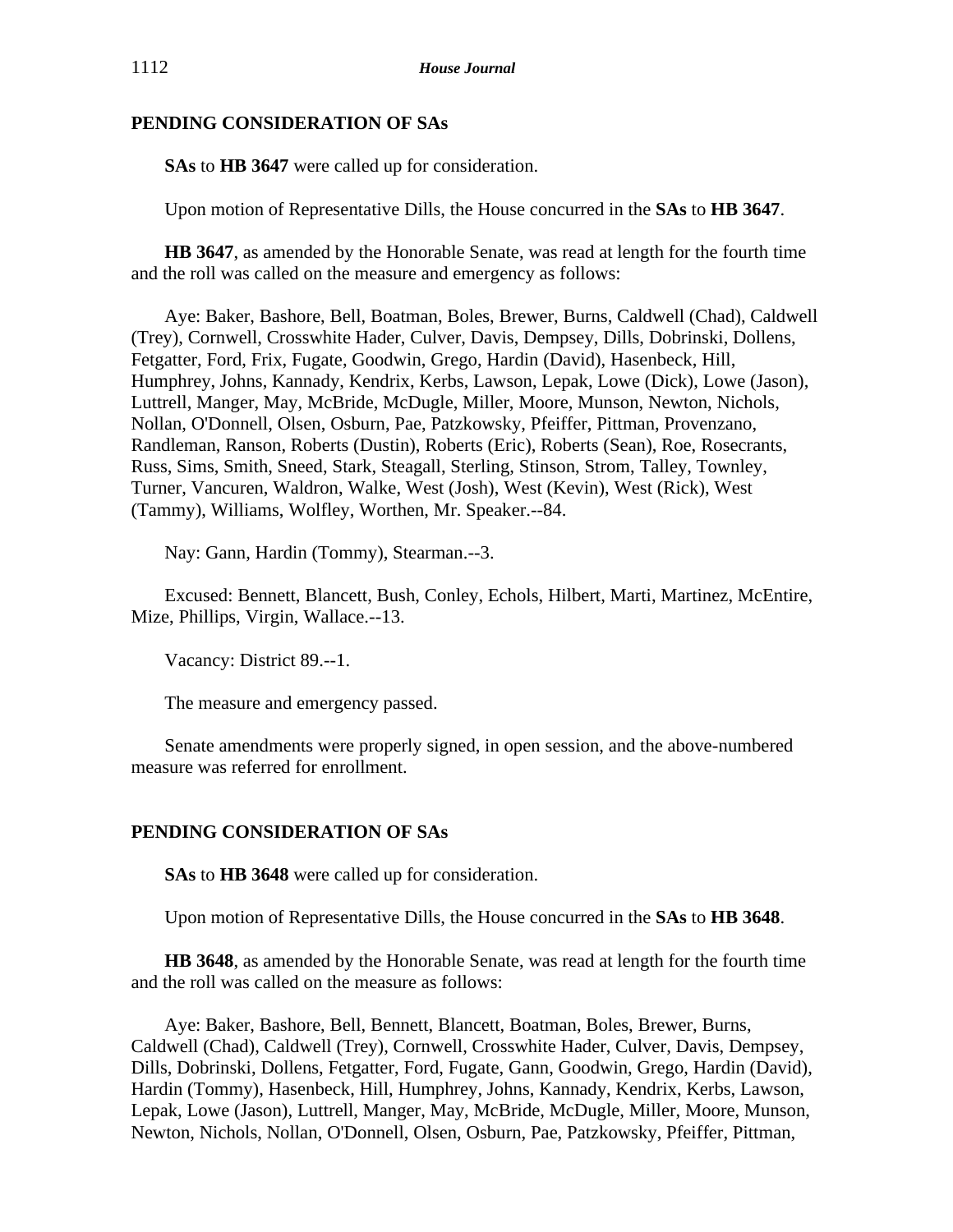## PENDING CONSIDERATION OF SAs

**SAs** to **HB 3647** were called up for consideration.

Upon motion of Representative Dills, the House concurred in the **SAs** to **HB 3647**.

**HB 3647**, as amended by the Honorable Senate, was read at length for the fourth time and the roll was called on the measure and emergency as follows:

Aye: Baker, Bashore, Bell, Boatman, Boles, Brewer, Burns, Caldwell (Chad), Caldwell (Trey), Cornwell, Crosswhite Hader, Culver, Davis, Dempsey, Dills, Dobrinski, Dollens, Fetgatter, Ford, Frix, Fugate, Goodwin, Grego, Hardin (David), Hasenbeck, Hill, Humphrey, Johns, Kannady, Kendrix, Kerbs, Lawson, Lepak, Lowe (Dick), Lowe (Jason), Luttrell, Manger, May, McBride, McDugle, Miller, Moore, Munson, Newton, Nichols, Nollan, O'Donnell, Olsen, Osburn, Pae, Patzkowsky, Pfeiffer, Pittman, Provenzano, Randleman, Ranson, Roberts (Dustin), Roberts (Eric), Roberts (Sean), Roe, Rosecrants, Russ, Sims, Smith, Sneed, Stark, Steagall, Sterling, Stinson, Strom, Talley, Townley, Turner, Vancuren, Waldron, Walke, West (Josh), West (Kevin), West (Rick), West (Tammy), Williams, Wolfley, Worthen, Mr. Speaker.--84.

Nay: Gann, Hardin (Tommy), Stearman.--3.

Excused: Bennett, Blancett, Bush, Conley, Echols, Hilbert, Marti, Martinez, McEntire, Mize, Phillips, Virgin, Wallace.--13.

Vacancy: District 89.--1.

The measure and emergency passed.

Senate amendments were properly signed, in open session, and the above-numbered measure was referred for enrollment.

## PENDING CONSIDERATION OF SAs

**SAs** to **HB 3648** were called up for consideration.

Upon motion of Representative Dills, the House concurred in the **SAs** to **HB 3648**.

**HB 3648**, as amended by the Honorable Senate, was read at length for the fourth time and the roll was called on the measure as follows:

Aye: Baker, Bashore, Bell, Bennett, Blancett, Boatman, Boles, Brewer, Burns, Caldwell (Chad), Caldwell (Trey), Cornwell, Crosswhite Hader, Culver, Davis, Dempsey, Dills, Dobrinski, Dollens, Fetgatter, Ford, Fugate, Gann, Goodwin, Grego, Hardin (David), Hardin (Tommy), Hasenbeck, Hill, Humphrey, Johns, Kannady, Kendrix, Kerbs, Lawson, Lepak, Lowe (Jason), Luttrell, Manger, May, McBride, McDugle, Miller, Moore, Munson, Newton, Nichols, Nollan, O'Donnell, Olsen, Osburn, Pae, Patzkowsky, Pfeiffer, Pittman,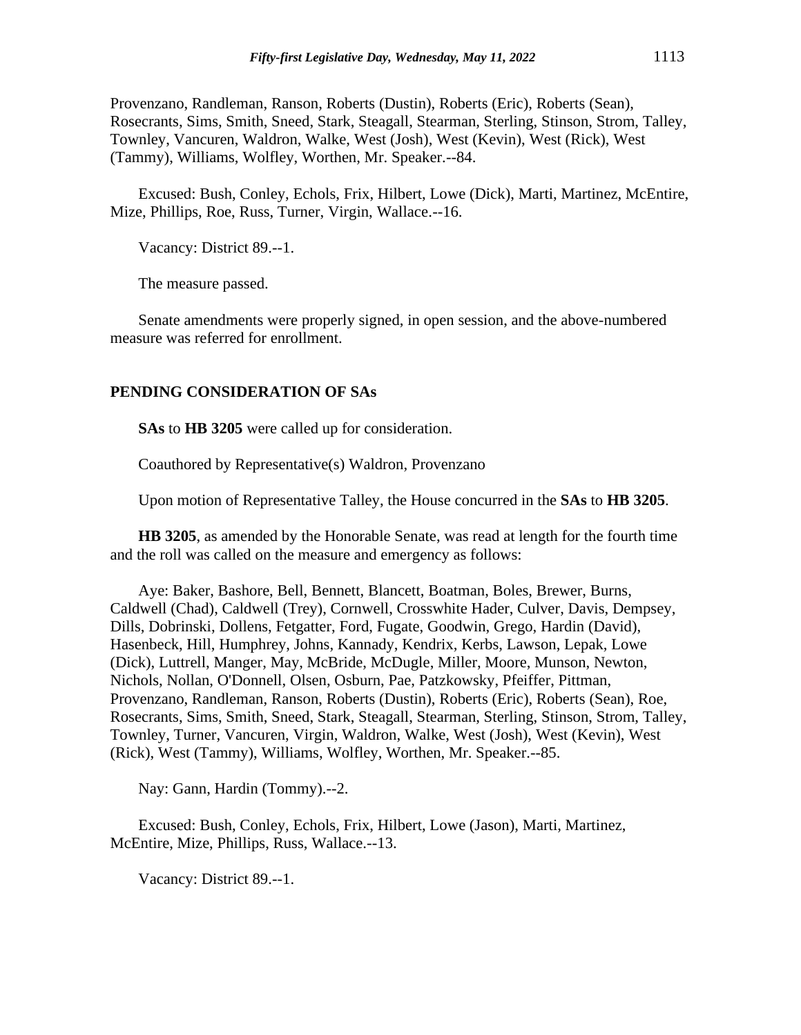Provenzano, Randleman, Ranson, Roberts (Dustin), Roberts (Eric), Roberts (Sean), Rosecrants, Sims, Smith, Sneed, Stark, Steagall, Stearman, Sterling, Stinson, Strom, Talley, Townley, Vancuren, Waldron, Walke, West (Josh), West (Kevin), West (Rick), West (Tammy), Williams, Wolfley, Worthen, Mr. Speaker.--84.

Excused: Bush, Conley, Echols, Frix, Hilbert, Lowe (Dick), Marti, Martinez, McEntire, Mize, Phillips, Roe, Russ, Turner, Virgin, Wallace.--16.

Vacancy: District 89.--1.

The measure passed.

Senate amendments were properly signed, in open session, and the above-numbered measure was referred for enrollment.

**PENDING CONSIDERATION OF SAs**

**SAs** to **HB 3205** were called up for consideration.

Coauthored by Representative(s) Waldron, Provenzano

Upon motion of Representative Talley, the House concurred in the **SAs** to **HB 3205**.

**HB 3205**, as amended by the Honorable Senate, was read at length for the fourth time and the roll was called on the measure and emergency as follows:

Aye: Baker, Bashore, Bell, Bennett, Blancett, Boatman, Boles, Brewer, Burns, Caldwell (Chad), Caldwell (Trey), Cornwell, Crosswhite Hader, Culver, Davis, Dempsey, Dills, Dobrinski, Dollens, Fetgatter, Ford, Fugate, Goodwin, Grego, Hardin (David), Hasenbeck, Hill, Humphrey, Johns, Kannady, Kendrix, Kerbs, Lawson, Lepak, Lowe (Dick), Luttrell, Manger, May, McBride, McDugle, Miller, Moore, Munson, Newton, Nichols, Nollan, O'Donnell, Olsen, Osburn, Pae, Patzkowsky, Pfeiffer, Pittman, Provenzano, Randleman, Ranson, Roberts (Dustin), Roberts (Eric), Roberts (Sean), Roe, Rosecrants, Sims, Smith, Sneed, Stark, Steagall, Stearman, Sterling, Stinson, Strom, Talley, Townley, Turner, Vancuren, Virgin, Waldron, Walke, West (Josh), West (Kevin), West (Rick), West (Tammy), Williams, Wolfley, Worthen, Mr. Speaker.--85.

Nay: Gann, Hardin (Tommy).--2.

Excused: Bush, Conley, Echols, Frix, Hilbert, Lowe (Jason), Marti, Martinez, McEntire, Mize, Phillips, Russ, Wallace.--13.

Vacancy: District 89.--1.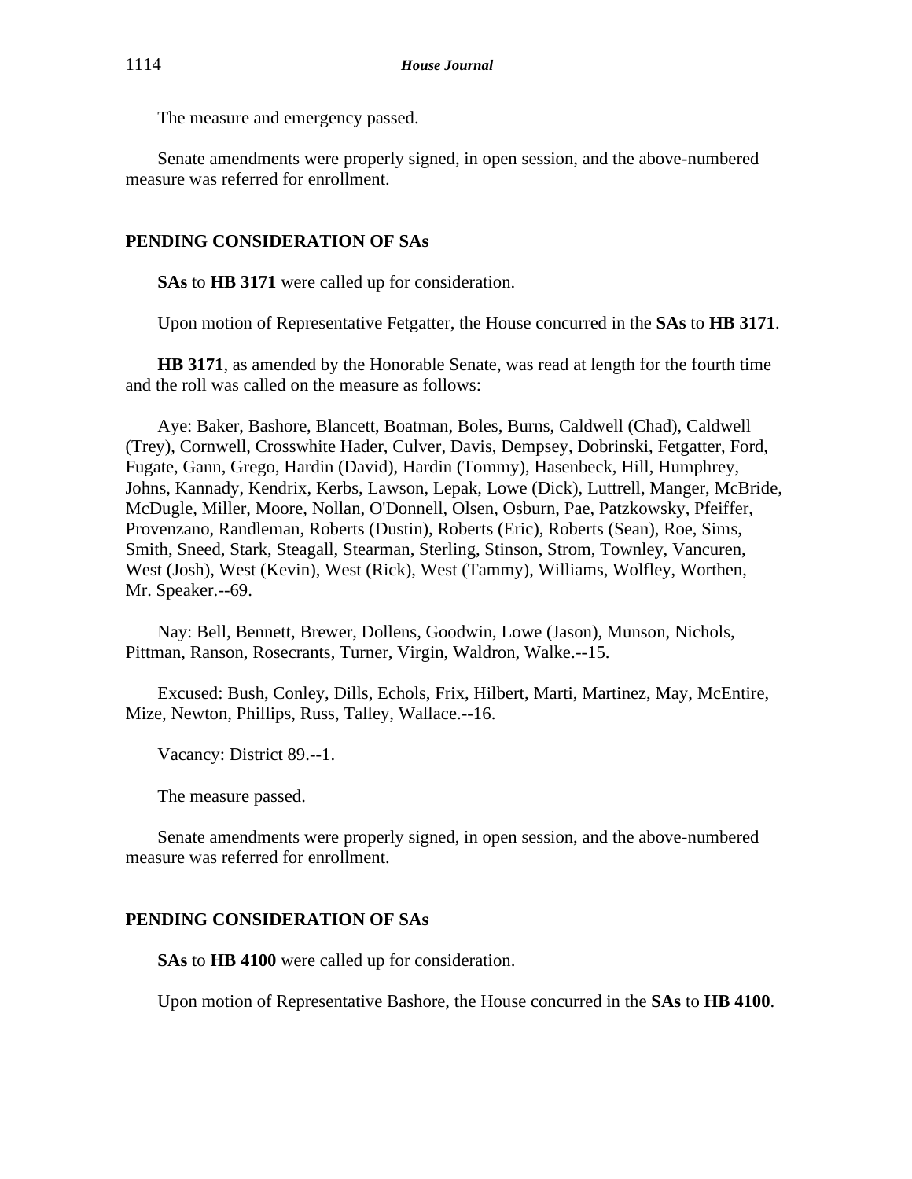The measure and emergency passed.

Senate amendments were properly signed, in open session, and the above-numbered measure was referred for enrollment.

## PENDING CONSIDERATION OF SAs

**SAs** to **HB 3171** were called up for consideration.

Upon motion of Representative Fetgatter, the House concurred in the **SAs** to **HB 3171**.

**HB 3171**, as amended by the Honorable Senate, was read at length for the fourth time and the roll was called on the measure as follows:

Aye: Baker, Bashore, Blancett, Boatman, Boles, Burns, Caldwell (Chad), Caldwell (Trey), Cornwell, Crosswhite Hader, Culver, Davis, Dempsey, Dobrinski, Fetgatter, Ford, Fugate, Gann, Grego, Hardin (David), Hardin (Tommy), Hasenbeck, Hill, Humphrey, Johns, Kannady, Kendrix, Kerbs, Lawson, Lepak, Lowe (Dick), Luttrell, Manger, McBride, McDugle, Miller, Moore, Nollan, O'Donnell, Olsen, Osburn, Pae, Patzkowsky, Pfeiffer, Provenzano, Randleman, Roberts (Dustin), Roberts (Eric), Roberts (Sean), Roe, Sims, Smith, Sneed, Stark, Steagall, Stearman, Sterling, Stinson, Strom, Townley, Vancuren, West (Josh), West (Kevin), West (Rick), West (Tammy), Williams, Wolfley, Worthen, Mr. Speaker.--69.

Nay: Bell, Bennett, Brewer, Dollens, Goodwin, Lowe (Jason), Munson, Nichols, Pittman, Ranson, Rosecrants, Turner, Virgin, Waldron, Walke.--15.

Excused: Bush, Conley, Dills, Echols, Frix, Hilbert, Marti, Martinez, May, McEntire, Mize, Newton, Phillips, Russ, Talley, Wallace.--16.

Vacancy: District 89.--1.

The measure passed.

Senate amendments were properly signed, in open session, and the above-numbered measure was referred for enrollment.

## PENDING CONSIDERATION OF SAs

**SAs** to **HB 4100** were called up for consideration.

Upon motion of Representative Bashore, the House concurred in the **SAs** to **HB 4100**.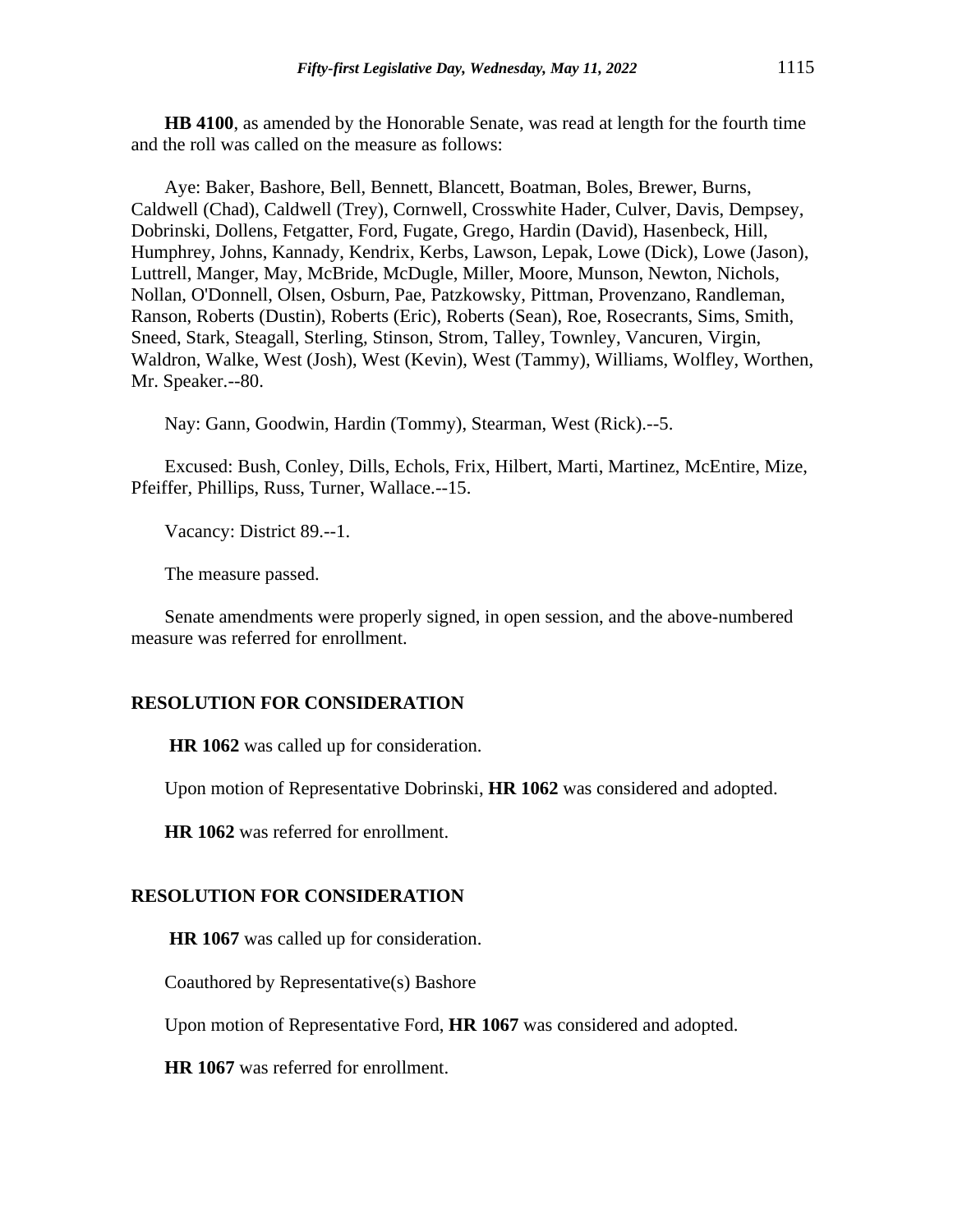**HB 4100**, as amended by the Honorable Senate, was read at length for the fourth time and the roll was called on the measure as follows:

Aye: Baker, Bashore, Bell, Bennett, Blancett, Boatman, Boles, Brewer, Burns, Caldwell (Chad), Caldwell (Trey), Cornwell, Crosswhite Hader, Culver, Davis, Dempsey, Dobrinski, Dollens, Fetgatter, Ford, Fugate, Grego, Hardin (David), Hasenbeck, Hill, Humphrey, Johns, Kannady, Kendrix, Kerbs, Lawson, Lepak, Lowe (Dick), Lowe (Jason), Luttrell, Manger, May, McBride, McDugle, Miller, Moore, Munson, Newton, Nichols, Nollan, O'Donnell, Olsen, Osburn, Pae, Patzkowsky, Pittman, Provenzano, Randleman, Ranson, Roberts (Dustin), Roberts (Eric), Roberts (Sean), Roe, Rosecrants, Sims, Smith, Sneed, Stark, Steagall, Sterling, Stinson, Strom, Talley, Townley, Vancuren, Virgin, Waldron, Walke, West (Josh), West (Kevin), West (Tammy), Williams, Wolfley, Worthen, Mr. Speaker.--80.

Nay: Gann, Goodwin, Hardin (Tommy), Stearman, West (Rick).--5.

Excused: Bush, Conley, Dills, Echols, Frix, Hilbert, Marti, Martinez, McEntire, Mize, Pfeiffer, Phillips, Russ, Turner, Wallace.--15.

Vacancy: District 89.--1.

The measure passed.

Senate amendments were properly signed, in open session, and the above-numbered measure was referred for enrollment.

## RESOLUTION FOR CONSIDERATION

**HR 1062** was called up for consideration.

Upon motion of Representative Dobrinski, **HR 1062** was considered and adopted.

**HR 1062** was referred for enrollment.

## RESOLUTION FOR CONSIDERATION

**HR 1067** was called up for consideration.

Coauthored by Representative(s) Bashore

Upon motion of Representative Ford, **HR 1067** was considered and adopted.

**HR 1067** was referred for enrollment.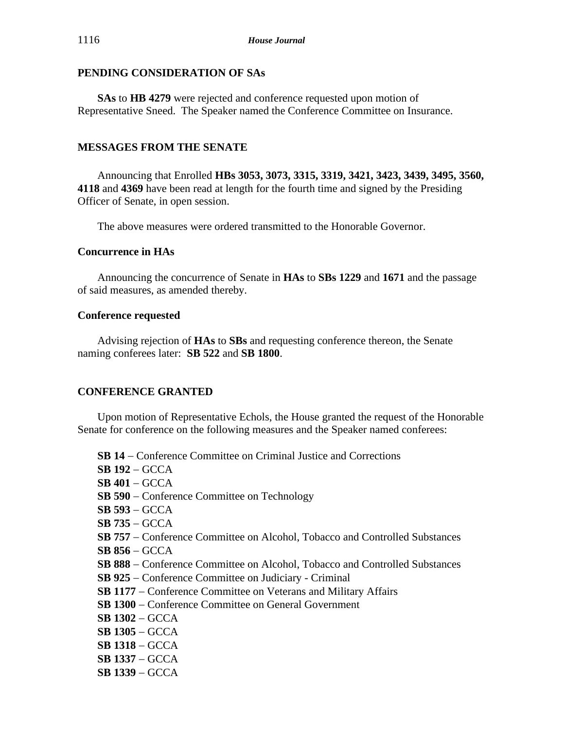## PENDING CONSIDERATION OF SAs

**SAs** to **HB 4279** were rejected and conference requested upon motion of Representative Sneed. The Speaker named the Conference Committee on Insurance.

## MESSAGES FROM THE SENATE

Announcing that Enrolled **HBs 3053, 3073, 3315, 3319, 3421, 3423, 3439, 3495, 3560, 4118** and **4369** have been read at length for the fourth time and signed by the Presiding Officer of Senate, in open session.

The above measures were ordered transmitted to the Honorable Governor.

### Concurrence in HAs

Announcing the concurrence of Senate in **HAs** to **SBs 1229** and **1671** and the passage of said measures, as amended thereby.

### Conference requested

Advising rejection of **HAs** to **SBs** and requesting conference thereon, the Senate naming conferees later: **SB 522** and **SB 1800**.

## CONFERENCE GRANTED

Upon motion of Representative Echols, the House granted the request of the Honorable Senate for conference on the following measures and the Speaker named conferees:

**SB 14** – Conference Committee on Criminal Justice and Corrections
**SB 192** – GCCA
**SB 401** – GCCA
**SB 590** – Conference Committee on Technology
**SB 593** – GCCA
**SB 735** – GCCA
**SB 757** – Conference Committee on Alcohol, Tobacco and Controlled Substances
**SB 856** – GCCA
**SB 888** – Conference Committee on Alcohol, Tobacco and Controlled Substances
**SB 925** – Conference Committee on Judiciary - Criminal
**SB 1177** – Conference Committee on Veterans and Military Affairs
**SB 1300** – Conference Committee on General Government
**SB 1302** – GCCA
**SB 1305** – GCCA
**SB 1318** – GCCA
**SB 1337** – GCCA
**SB 1339** – GCCA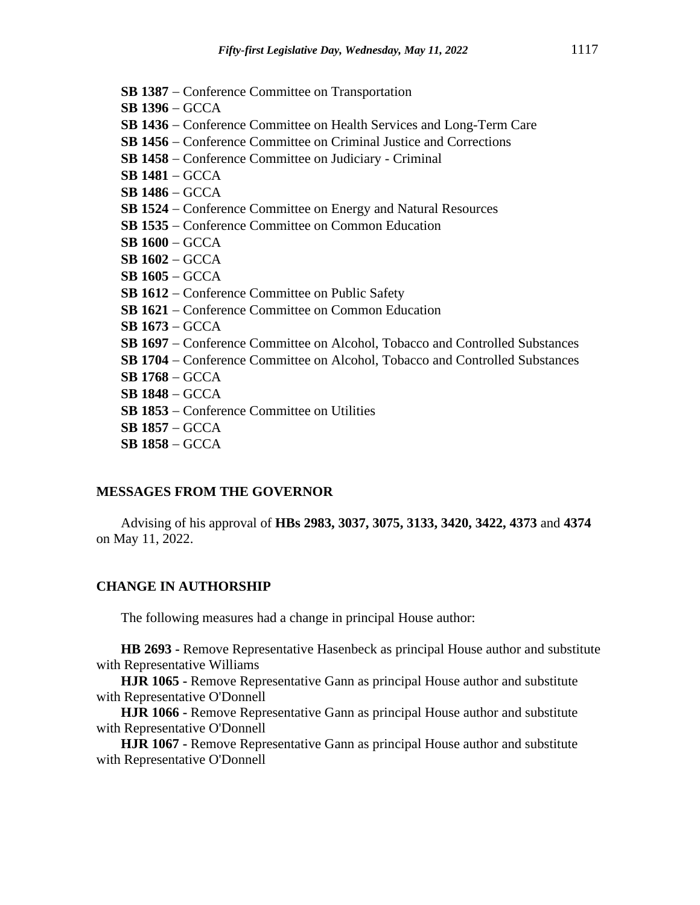**SB 1387** – Conference Committee on Transportation
**SB 1396** – GCCA
**SB 1436** – Conference Committee on Health Services and Long-Term Care
**SB 1456** – Conference Committee on Criminal Justice and Corrections
**SB 1458** – Conference Committee on Judiciary - Criminal
**SB 1481** – GCCA
**SB 1486** – GCCA
**SB 1524** – Conference Committee on Energy and Natural Resources
**SB 1535** – Conference Committee on Common Education
**SB 1600** – GCCA
**SB 1602** – GCCA
**SB 1605** – GCCA
**SB 1612** – Conference Committee on Public Safety
**SB 1621** – Conference Committee on Common Education
**SB 1673** – GCCA
**SB 1697** – Conference Committee on Alcohol, Tobacco and Controlled Substances
**SB 1704** – Conference Committee on Alcohol, Tobacco and Controlled Substances
**SB 1768** – GCCA
**SB 1848** – GCCA
**SB 1853** – Conference Committee on Utilities
**SB 1857** – GCCA
**SB 1858** – GCCA

## MESSAGES FROM THE GOVERNOR

Advising of his approval of **HBs 2983, 3037, 3075, 3133, 3420, 3422, 4373** and **4374** on May 11, 2022.

## CHANGE IN AUTHORSHIP

The following measures had a change in principal House author:

**HB 2693 -** Remove Representative Hasenbeck as principal House author and substitute with Representative Williams

**HJR 1065 -** Remove Representative Gann as principal House author and substitute with Representative O'Donnell

**HJR 1066 -** Remove Representative Gann as principal House author and substitute with Representative O'Donnell

**HJR 1067 -** Remove Representative Gann as principal House author and substitute with Representative O'Donnell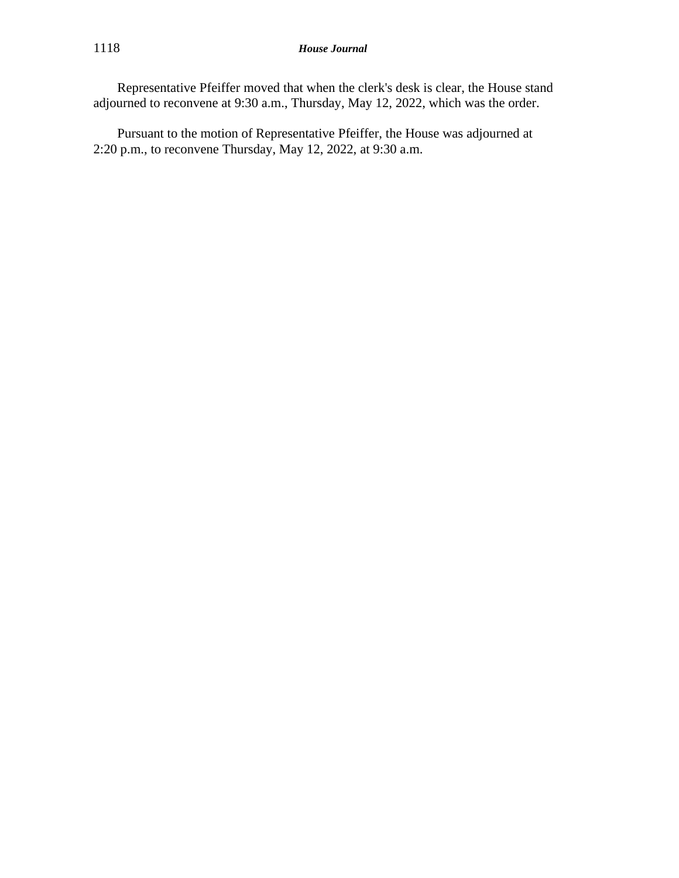Representative Pfeiffer moved that when the clerk's desk is clear, the House stand adjourned to reconvene at 9:30 a.m., Thursday, May 12, 2022, which was the order.

Pursuant to the motion of Representative Pfeiffer, the House was adjourned at 2:20 p.m., to reconvene Thursday, May 12, 2022, at 9:30 a.m.